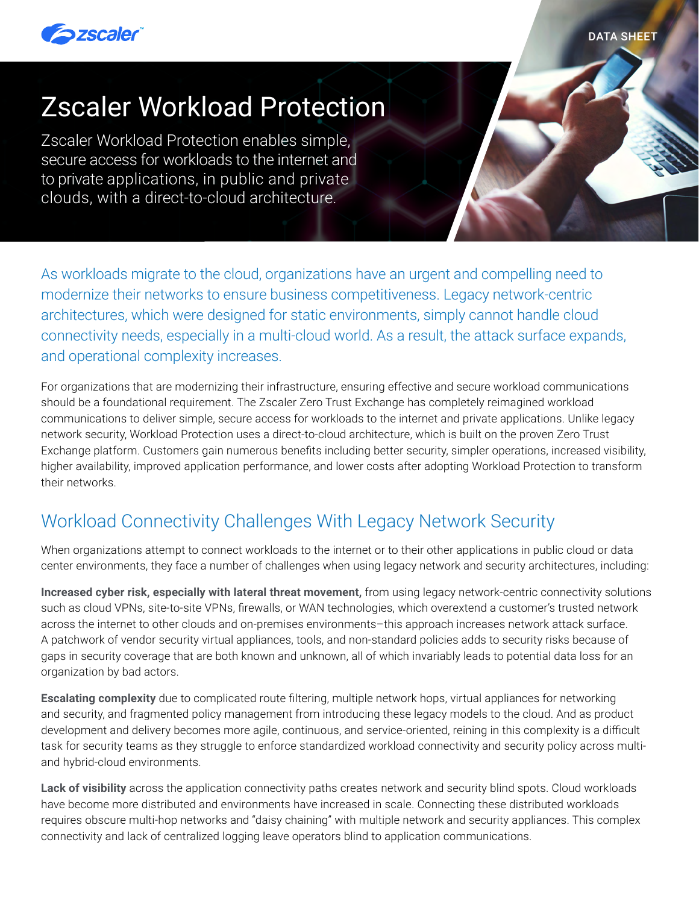DATA SHEET

# Zscaler Workload Protection

Zscaler Workload Protection enables simple, secure access for workloads to the internet and to private applications, in public and private clouds, with a direct-to-cloud architecture.

As workloads migrate to the cloud, organizations have an urgent and compelling need to modernize their networks to ensure business competitiveness. Legacy network-centric architectures, which were designed for static environments, simply cannot handle cloud connectivity needs, especially in a multi-cloud world. As a result, the attack surface expands, and operational complexity increases.

For organizations that are modernizing their infrastructure, ensuring effective and secure workload communications should be a foundational requirement. The Zscaler Zero Trust Exchange has completely reimagined workload communications to deliver simple, secure access for workloads to the internet and private applications. Unlike legacy network security, Workload Protection uses a direct-to-cloud architecture, which is built on the proven Zero Trust Exchange platform. Customers gain numerous benefits including better security, simpler operations, increased visibility, higher availability, improved application performance, and lower costs after adopting Workload Protection to transform their networks.

## Workload Connectivity Challenges With Legacy Network Security

When organizations attempt to connect workloads to the internet or to their other applications in public cloud or data center environments, they face a number of challenges when using legacy network and security architectures, including:

**Increased cyber risk, especially with lateral threat movement,** from using legacy network-centric connectivity solutions such as cloud VPNs, site-to-site VPNs, firewalls, or WAN technologies, which overextend a customer's trusted network across the internet to other clouds and on-premises environments–this approach increases network attack surface. A patchwork of vendor security virtual appliances, tools, and non-standard policies adds to security risks because of gaps in security coverage that are both known and unknown, all of which invariably leads to potential data loss for an organization by bad actors.

**Escalating complexity** due to complicated route filtering, multiple network hops, virtual appliances for networking and security, and fragmented policy management from introducing these legacy models to the cloud. And as product development and delivery becomes more agile, continuous, and service-oriented, reining in this complexity is a difficult task for security teams as they struggle to enforce standardized workload connectivity and security policy across multi- and hybrid-cloud environments.

**Lack of visibility** across the application connectivity paths creates network and security blind spots. Cloud workloads have become more distributed and environments have increased in scale. Connecting these distributed workloads requires obscure multi-hop networks and "daisy chaining" with multiple network and security appliances. This complex connectivity and lack of centralized logging leave operators blind to application communications.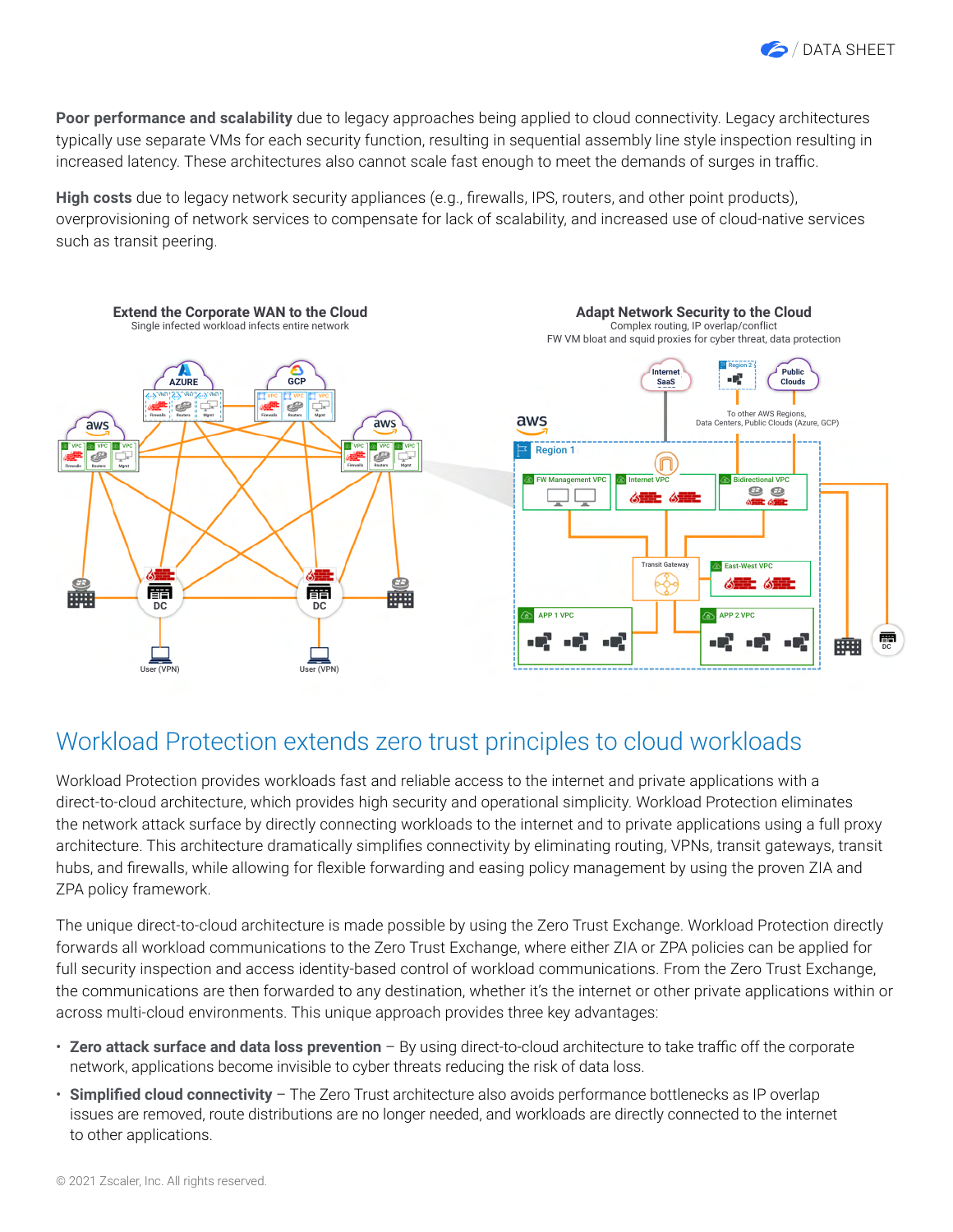**Poor performance and scalability** due to legacy approaches being applied to cloud connectivity. Legacy architectures typically use separate VMs for each security function, resulting in sequential assembly line style inspection resulting in increased latency. These architectures also cannot scale fast enough to meet the demands of surges in traffic.

**High costs** due to legacy network security appliances (e.g., firewalls, IPS, routers, and other point products), overprovisioning of network services to compensate for lack of scalability, and increased use of cloud-native services such as transit peering.

**Extend the Corporate WAN to the Cloud**
Single infected workload infects entire network

**Adapt Network Security to the Cloud**
Complex routing, IP overlap/conflict
FW VM bloat and squid proxies for cyber threat, data protection

## Workload Protection extends zero trust principles to cloud workloads

Workload Protection provides workloads fast and reliable access to the internet and private applications with a direct-to-cloud architecture, which provides high security and operational simplicity. Workload Protection eliminates the network attack surface by directly connecting workloads to the internet and to private applications using a full proxy architecture. This architecture dramatically simplifies connectivity by eliminating routing, VPNs, transit gateways, transit hubs, and firewalls, while allowing for flexible forwarding and easing policy management by using the proven ZIA and ZPA policy framework.

The unique direct-to-cloud architecture is made possible by using the Zero Trust Exchange. Workload Protection directly forwards all workload communications to the Zero Trust Exchange, where either ZIA or ZPA policies can be applied for full security inspection and access identity-based control of workload communications. From the Zero Trust Exchange, the communications are then forwarded to any destination, whether it's the internet or other private applications within or across multi-cloud environments. This unique approach provides three key advantages:

- **Zero attack surface and data loss prevention** – By using direct-to-cloud architecture to take traffic off the corporate network, applications become invisible to cyber threats reducing the risk of data loss.
- **Simplified cloud connectivity** – The Zero Trust architecture also avoids performance bottlenecks as IP overlap issues are removed, route distributions are no longer needed, and workloads are directly connected to the internet to other applications.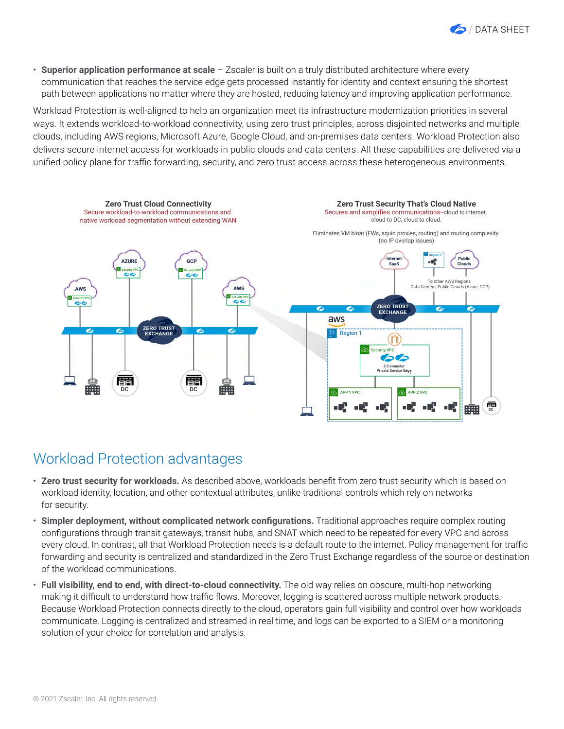- **Superior application performance at scale** – Zscaler is built on a truly distributed architecture where every communication that reaches the service edge gets processed instantly for identity and context ensuring the shortest path between applications no matter where they are hosted, reducing latency and improving application performance.

Workload Protection is well-aligned to help an organization meet its infrastructure modernization priorities in several ways. It extends workload-to-workload connectivity, using zero trust principles, across disjointed networks and multiple clouds, including AWS regions, Microsoft Azure, Google Cloud, and on-premises data centers. Workload Protection also delivers secure internet access for workloads in public clouds and data centers. All these capabilities are delivered via a unified policy plane for traffic forwarding, security, and zero trust access across these heterogeneous environments.

**Zero Trust Cloud Connectivity**
Secure workload-to-workload communications and native workload segmentation without extending WAN

**Zero Trust Security That's Cloud Native**
Secures and simplifies communications–cloud to internet, cloud to DC, cloud to cloud.

Eliminates VM bloat (FWs, squid proxies, routing) and routing complexity (no IP overlap issues)

## Workload Protection advantages

- **Zero trust security for workloads.** As described above, workloads benefit from zero trust security which is based on workload identity, location, and other contextual attributes, unlike traditional controls which rely on networks for security.
- **Simpler deployment, without complicated network configurations.** Traditional approaches require complex routing configurations through transit gateways, transit hubs, and SNAT which need to be repeated for every VPC and across every cloud. In contrast, all that Workload Protection needs is a default route to the internet. Policy management for traffic forwarding and security is centralized and standardized in the Zero Trust Exchange regardless of the source or destination of the workload communications.
- **Full visibility, end to end, with direct-to-cloud connectivity.** The old way relies on obscure, multi-hop networking making it difficult to understand how traffic flows. Moreover, logging is scattered across multiple network products. Because Workload Protection connects directly to the cloud, operators gain full visibility and control over how workloads communicate. Logging is centralized and streamed in real time, and logs can be exported to a SIEM or a monitoring solution of your choice for correlation and analysis.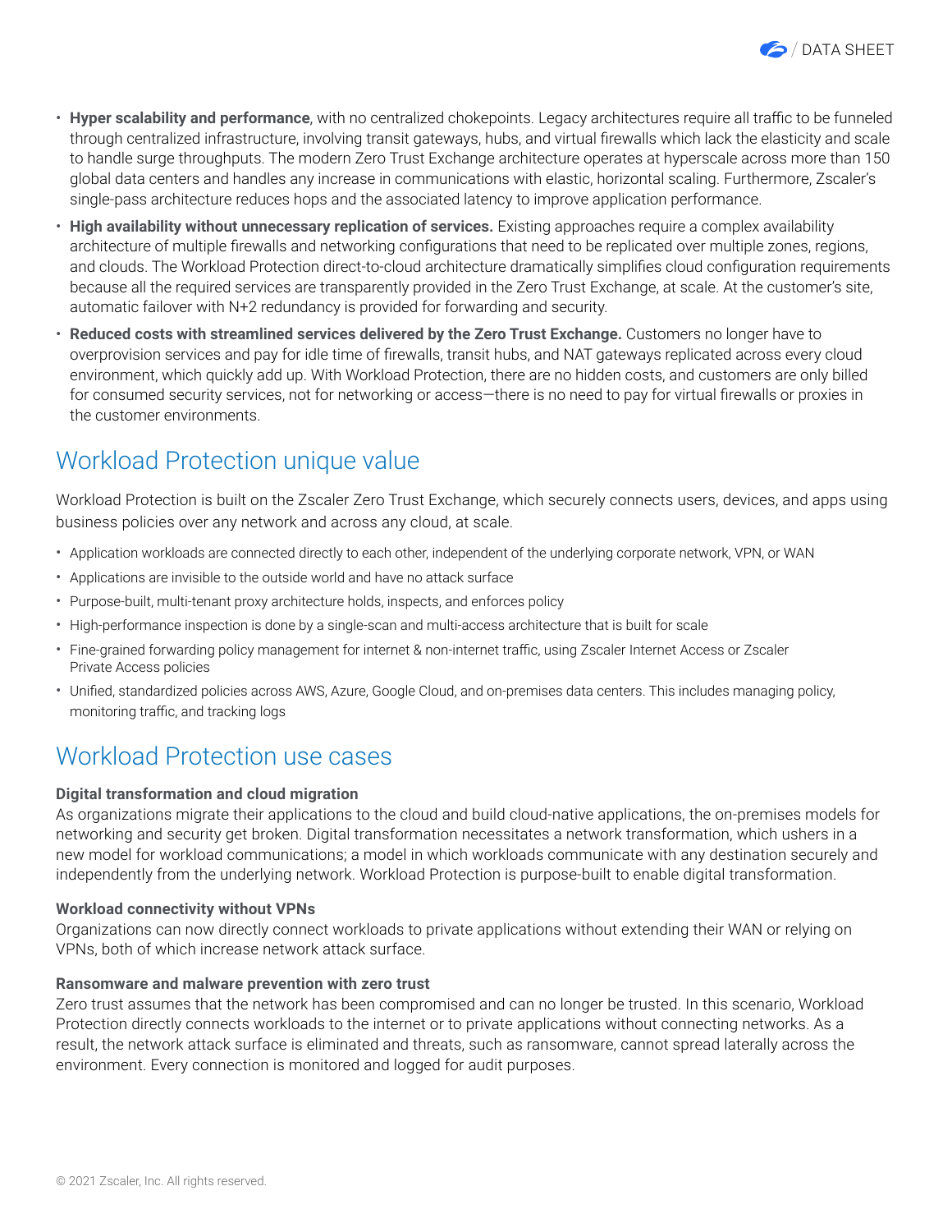- **Hyper scalability and performance**, with no centralized chokepoints. Legacy architectures require all traffic to be funneled through centralized infrastructure, involving transit gateways, hubs, and virtual firewalls which lack the elasticity and scale to handle surge throughputs. The modern Zero Trust Exchange architecture operates at hyperscale across more than 150 global data centers and handles any increase in communications with elastic, horizontal scaling. Furthermore, Zscaler's single-pass architecture reduces hops and the associated latency to improve application performance.
- **High availability without unnecessary replication of services.** Existing approaches require a complex availability architecture of multiple firewalls and networking configurations that need to be replicated over multiple zones, regions, and clouds. The Workload Protection direct-to-cloud architecture dramatically simplifies cloud configuration requirements because all the required services are transparently provided in the Zero Trust Exchange, at scale. At the customer's site, automatic failover with N+2 redundancy is provided for forwarding and security.
- **Reduced costs with streamlined services delivered by the Zero Trust Exchange.** Customers no longer have to overprovision services and pay for idle time of firewalls, transit hubs, and NAT gateways replicated across every cloud environment, which quickly add up. With Workload Protection, there are no hidden costs, and customers are only billed for consumed security services, not for networking or access—there is no need to pay for virtual firewalls or proxies in the customer environments.

## Workload Protection unique value

Workload Protection is built on the Zscaler Zero Trust Exchange, which securely connects users, devices, and apps using business policies over any network and across any cloud, at scale.

- Application workloads are connected directly to each other, independent of the underlying corporate network, VPN, or WAN
- Applications are invisible to the outside world and have no attack surface
- Purpose-built, multi-tenant proxy architecture holds, inspects, and enforces policy
- High-performance inspection is done by a single-scan and multi-access architecture that is built for scale
- Fine-grained forwarding policy management for internet & non-internet traffic, using Zscaler Internet Access or Zscaler Private Access policies
- Unified, standardized policies across AWS, Azure, Google Cloud, and on-premises data centers. This includes managing policy, monitoring traffic, and tracking logs

## Workload Protection use cases

**Digital transformation and cloud migration**

As organizations migrate their applications to the cloud and build cloud-native applications, the on-premises models for networking and security get broken. Digital transformation necessitates a network transformation, which ushers in a new model for workload communications; a model in which workloads communicate with any destination securely and independently from the underlying network. Workload Protection is purpose-built to enable digital transformation.

**Workload connectivity without VPNs**

Organizations can now directly connect workloads to private applications without extending their WAN or relying on VPNs, both of which increase network attack surface.

**Ransomware and malware prevention with zero trust**

Zero trust assumes that the network has been compromised and can no longer be trusted. In this scenario, Workload Protection directly connects workloads to the internet or to private applications without connecting networks. As a result, the network attack surface is eliminated and threats, such as ransomware, cannot spread laterally across the environment. Every connection is monitored and logged for audit purposes.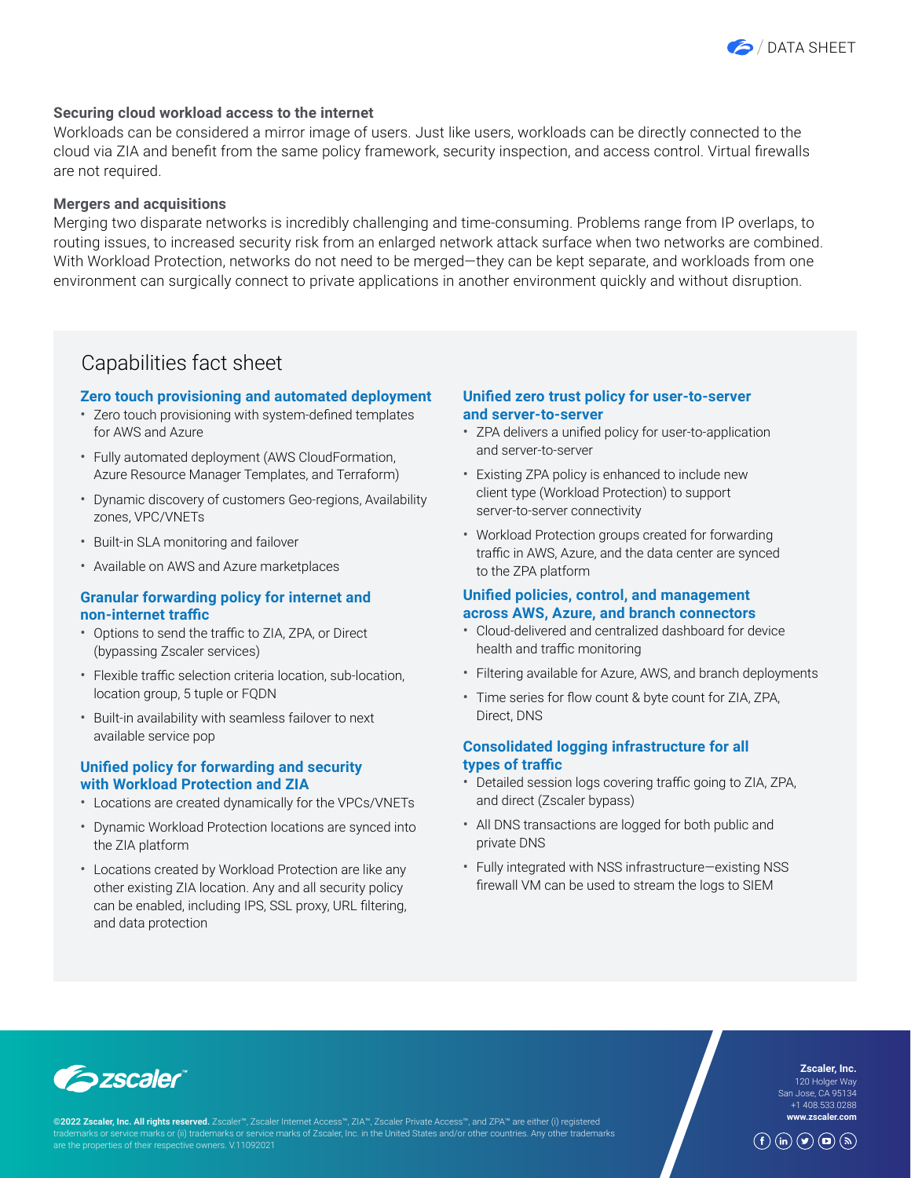### Securing cloud workload access to the internet

Workloads can be considered a mirror image of users. Just like users, workloads can be directly connected to the cloud via ZIA and benefit from the same policy framework, security inspection, and access control. Virtual firewalls are not required.

### Mergers and acquisitions

Merging two disparate networks is incredibly challenging and time-consuming. Problems range from IP overlaps, to routing issues, to increased security risk from an enlarged network attack surface when two networks are combined. With Workload Protection, networks do not need to be merged—they can be kept separate, and workloads from one environment can surgically connect to private applications in another environment quickly and without disruption.

## Capabilities fact sheet

### Zero touch provisioning and automated deployment

- Zero touch provisioning with system-defined templates for AWS and Azure
- Fully automated deployment (AWS CloudFormation, Azure Resource Manager Templates, and Terraform)
- Dynamic discovery of customers Geo-regions, Availability zones, VPC/VNETs
- Built-in SLA monitoring and failover
- Available on AWS and Azure marketplaces

### Granular forwarding policy for internet and non-internet traffic

- Options to send the traffic to ZIA, ZPA, or Direct (bypassing Zscaler services)
- Flexible traffic selection criteria location, sub-location, location group, 5 tuple or FQDN
- Built-in availability with seamless failover to next available service pop

### Unified policy for forwarding and security with Workload Protection and ZIA

- Locations are created dynamically for the VPCs/VNETs
- Dynamic Workload Protection locations are synced into the ZIA platform
- Locations created by Workload Protection are like any other existing ZIA location. Any and all security policy can be enabled, including IPS, SSL proxy, URL filtering, and data protection

### Unified zero trust policy for user-to-server and server-to-server

- ZPA delivers a unified policy for user-to-application and server-to-server
- Existing ZPA policy is enhanced to include new client type (Workload Protection) to support server-to-server connectivity
- Workload Protection groups created for forwarding traffic in AWS, Azure, and the data center are synced to the ZPA platform

### Unified policies, control, and management across AWS, Azure, and branch connectors

- Cloud-delivered and centralized dashboard for device health and traffic monitoring
- Filtering available for Azure, AWS, and branch deployments
- Time series for flow count & byte count for ZIA, ZPA, Direct, DNS

### Consolidated logging infrastructure for all types of traffic

- Detailed session logs covering traffic going to ZIA, ZPA, and direct (Zscaler bypass)
- All DNS transactions are logged for both public and private DNS
- Fully integrated with NSS infrastructure—existing NSS firewall VM can be used to stream the logs to SIEM

**©2022 Zscaler, Inc. All rights reserved.** Zscaler™, Zscaler Internet Access™, ZIA™, Zscaler Private Access™, and ZPA™ are either (i) registered trademarks or service marks or (ii) trademarks or service marks of Zscaler, Inc. in the United States and/or other countries. Any other trademarks are the properties of their respective owners. V.11092021

**Zscaler, Inc.**
120 Holger Way
San Jose, CA 95134
+1 408.533.0288
**www.zscaler.com**